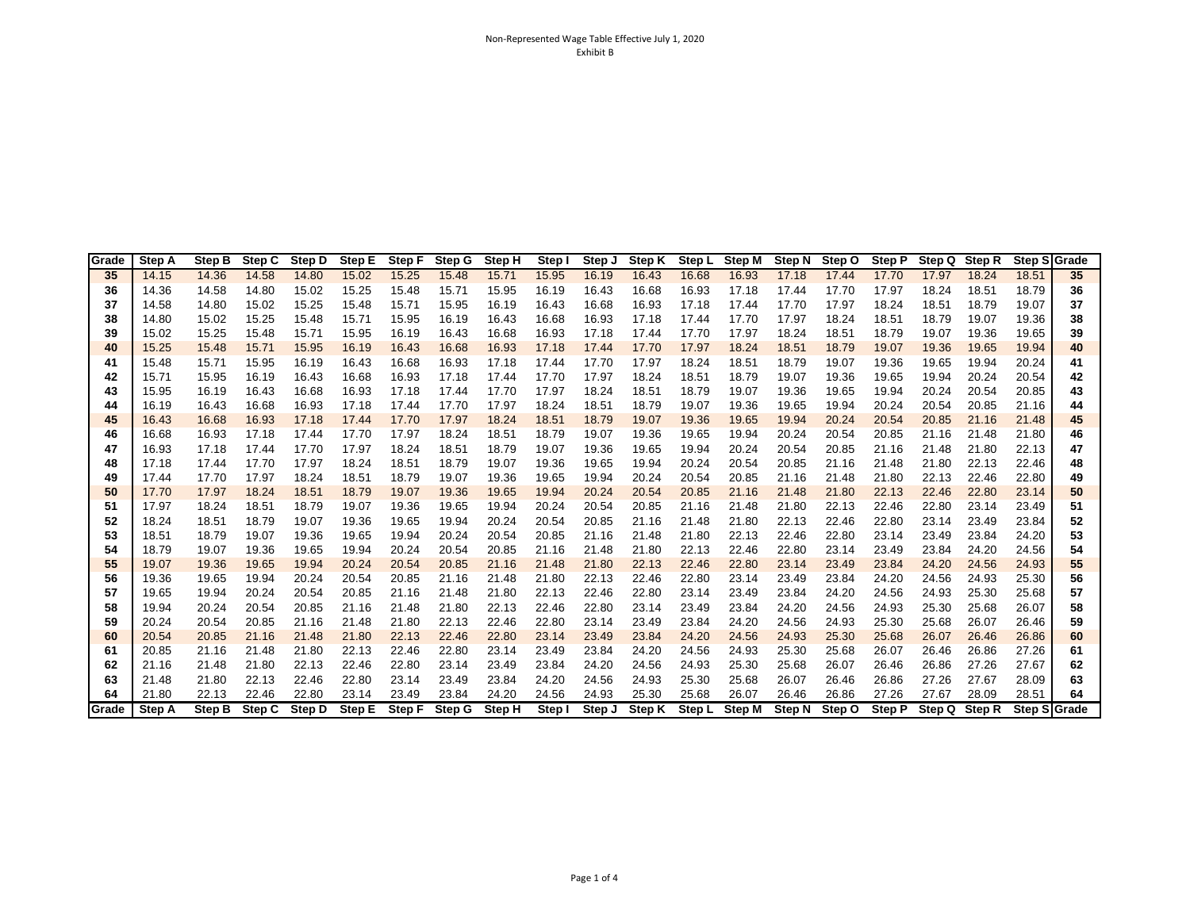Non-Represented Wage Table Effective July 1, 2020

Exhibit B

| Grade | Step A | Step B | Step C | Step D | Step E | Step F | Step G | Step H | Step I | Step J | Step K | Step L | Step M | Step N | Step O | Step P | Step Q | Step R | Step S | Grade |
|---|---|---|---|---|---|---|---|---|---|---|---|---|---|---|---|---|---|---|---|---|
| 35 | 14.15 | 14.36 | 14.58 | 14.80 | 15.02 | 15.25 | 15.48 | 15.71 | 15.95 | 16.19 | 16.43 | 16.68 | 16.93 | 17.18 | 17.44 | 17.70 | 17.97 | 18.24 | 18.51 | 35 |
| 36 | 14.36 | 14.58 | 14.80 | 15.02 | 15.25 | 15.48 | 15.71 | 15.95 | 16.19 | 16.43 | 16.68 | 16.93 | 17.18 | 17.44 | 17.70 | 17.97 | 18.24 | 18.51 | 18.79 | 36 |
| 37 | 14.58 | 14.80 | 15.02 | 15.25 | 15.48 | 15.71 | 15.95 | 16.19 | 16.43 | 16.68 | 16.93 | 17.18 | 17.44 | 17.70 | 17.97 | 18.24 | 18.51 | 18.79 | 19.07 | 37 |
| 38 | 14.80 | 15.02 | 15.25 | 15.48 | 15.71 | 15.95 | 16.19 | 16.43 | 16.68 | 16.93 | 17.18 | 17.44 | 17.70 | 17.97 | 18.24 | 18.51 | 18.79 | 19.07 | 19.36 | 38 |
| 39 | 15.02 | 15.25 | 15.48 | 15.71 | 15.95 | 16.19 | 16.43 | 16.68 | 16.93 | 17.18 | 17.44 | 17.70 | 17.97 | 18.24 | 18.51 | 18.79 | 19.07 | 19.36 | 19.65 | 39 |
| 40 | 15.25 | 15.48 | 15.71 | 15.95 | 16.19 | 16.43 | 16.68 | 16.93 | 17.18 | 17.44 | 17.70 | 17.97 | 18.24 | 18.51 | 18.79 | 19.07 | 19.36 | 19.65 | 19.94 | 40 |
| 41 | 15.48 | 15.71 | 15.95 | 16.19 | 16.43 | 16.68 | 16.93 | 17.18 | 17.44 | 17.70 | 17.97 | 18.24 | 18.51 | 18.79 | 19.07 | 19.36 | 19.65 | 19.94 | 20.24 | 41 |
| 42 | 15.71 | 15.95 | 16.19 | 16.43 | 16.68 | 16.93 | 17.18 | 17.44 | 17.70 | 17.97 | 18.24 | 18.51 | 18.79 | 19.07 | 19.36 | 19.65 | 19.94 | 20.24 | 20.54 | 42 |
| 43 | 15.95 | 16.19 | 16.43 | 16.68 | 16.93 | 17.18 | 17.44 | 17.70 | 17.97 | 18.24 | 18.51 | 18.79 | 19.07 | 19.36 | 19.65 | 19.94 | 20.24 | 20.54 | 20.85 | 43 |
| 44 | 16.19 | 16.43 | 16.68 | 16.93 | 17.18 | 17.44 | 17.70 | 17.97 | 18.24 | 18.51 | 18.79 | 19.07 | 19.36 | 19.65 | 19.94 | 20.24 | 20.54 | 20.85 | 21.16 | 44 |
| 45 | 16.43 | 16.68 | 16.93 | 17.18 | 17.44 | 17.70 | 17.97 | 18.24 | 18.51 | 18.79 | 19.07 | 19.36 | 19.65 | 19.94 | 20.24 | 20.54 | 20.85 | 21.16 | 21.48 | 45 |
| 46 | 16.68 | 16.93 | 17.18 | 17.44 | 17.70 | 17.97 | 18.24 | 18.51 | 18.79 | 19.07 | 19.36 | 19.65 | 19.94 | 20.24 | 20.54 | 20.85 | 21.16 | 21.48 | 21.80 | 46 |
| 47 | 16.93 | 17.18 | 17.44 | 17.70 | 17.97 | 18.24 | 18.51 | 18.79 | 19.07 | 19.36 | 19.65 | 19.94 | 20.24 | 20.54 | 20.85 | 21.16 | 21.48 | 21.80 | 22.13 | 47 |
| 48 | 17.18 | 17.44 | 17.70 | 17.97 | 18.24 | 18.51 | 18.79 | 19.07 | 19.36 | 19.65 | 19.94 | 20.24 | 20.54 | 20.85 | 21.16 | 21.48 | 21.80 | 22.13 | 22.46 | 48 |
| 49 | 17.44 | 17.70 | 17.97 | 18.24 | 18.51 | 18.79 | 19.07 | 19.36 | 19.65 | 19.94 | 20.24 | 20.54 | 20.85 | 21.16 | 21.48 | 21.80 | 22.13 | 22.46 | 22.80 | 49 |
| 50 | 17.70 | 17.97 | 18.24 | 18.51 | 18.79 | 19.07 | 19.36 | 19.65 | 19.94 | 20.24 | 20.54 | 20.85 | 21.16 | 21.48 | 21.80 | 22.13 | 22.46 | 22.80 | 23.14 | 50 |
| 51 | 17.97 | 18.24 | 18.51 | 18.79 | 19.07 | 19.36 | 19.65 | 19.94 | 20.24 | 20.54 | 20.85 | 21.16 | 21.48 | 21.80 | 22.13 | 22.46 | 22.80 | 23.14 | 23.49 | 51 |
| 52 | 18.24 | 18.51 | 18.79 | 19.07 | 19.36 | 19.65 | 19.94 | 20.24 | 20.54 | 20.85 | 21.16 | 21.48 | 21.80 | 22.13 | 22.46 | 22.80 | 23.14 | 23.49 | 23.84 | 52 |
| 53 | 18.51 | 18.79 | 19.07 | 19.36 | 19.65 | 19.94 | 20.24 | 20.54 | 20.85 | 21.16 | 21.48 | 21.80 | 22.13 | 22.46 | 22.80 | 23.14 | 23.49 | 23.84 | 24.20 | 53 |
| 54 | 18.79 | 19.07 | 19.36 | 19.65 | 19.94 | 20.24 | 20.54 | 20.85 | 21.16 | 21.48 | 21.80 | 22.13 | 22.46 | 22.80 | 23.14 | 23.49 | 23.84 | 24.20 | 24.56 | 54 |
| 55 | 19.07 | 19.36 | 19.65 | 19.94 | 20.24 | 20.54 | 20.85 | 21.16 | 21.48 | 21.80 | 22.13 | 22.46 | 22.80 | 23.14 | 23.49 | 23.84 | 24.20 | 24.56 | 24.93 | 55 |
| 56 | 19.36 | 19.65 | 19.94 | 20.24 | 20.54 | 20.85 | 21.16 | 21.48 | 21.80 | 22.13 | 22.46 | 22.80 | 23.14 | 23.49 | 23.84 | 24.20 | 24.56 | 24.93 | 25.30 | 56 |
| 57 | 19.65 | 19.94 | 20.24 | 20.54 | 20.85 | 21.16 | 21.48 | 21.80 | 22.13 | 22.46 | 22.80 | 23.14 | 23.49 | 23.84 | 24.20 | 24.56 | 24.93 | 25.30 | 25.68 | 57 |
| 58 | 19.94 | 20.24 | 20.54 | 20.85 | 21.16 | 21.48 | 21.80 | 22.13 | 22.46 | 22.80 | 23.14 | 23.49 | 23.84 | 24.20 | 24.56 | 24.93 | 25.30 | 25.68 | 26.07 | 58 |
| 59 | 20.24 | 20.54 | 20.85 | 21.16 | 21.48 | 21.80 | 22.13 | 22.46 | 22.80 | 23.14 | 23.49 | 23.84 | 24.20 | 24.56 | 24.93 | 25.30 | 25.68 | 26.07 | 26.46 | 59 |
| 60 | 20.54 | 20.85 | 21.16 | 21.48 | 21.80 | 22.13 | 22.46 | 22.80 | 23.14 | 23.49 | 23.84 | 24.20 | 24.56 | 24.93 | 25.30 | 25.68 | 26.07 | 26.46 | 26.86 | 60 |
| 61 | 20.85 | 21.16 | 21.48 | 21.80 | 22.13 | 22.46 | 22.80 | 23.14 | 23.49 | 23.84 | 24.20 | 24.56 | 24.93 | 25.30 | 25.68 | 26.07 | 26.46 | 26.86 | 27.26 | 61 |
| 62 | 21.16 | 21.48 | 21.80 | 22.13 | 22.46 | 22.80 | 23.14 | 23.49 | 23.84 | 24.20 | 24.56 | 24.93 | 25.30 | 25.68 | 26.07 | 26.46 | 26.86 | 27.26 | 27.67 | 62 |
| 63 | 21.48 | 21.80 | 22.13 | 22.46 | 22.80 | 23.14 | 23.49 | 23.84 | 24.20 | 24.56 | 24.93 | 25.30 | 25.68 | 26.07 | 26.46 | 26.86 | 27.26 | 27.67 | 28.09 | 63 |
| 64 | 21.80 | 22.13 | 22.46 | 22.80 | 23.14 | 23.49 | 23.84 | 24.20 | 24.56 | 24.93 | 25.30 | 25.68 | 26.07 | 26.46 | 26.86 | 27.26 | 27.67 | 28.09 | 28.51 | 64 |
| Grade | Step A | Step B | Step C | Step D | Step E | Step F | Step G | Step H | Step I | Step J | Step K | Step L | Step M | Step N | Step O | Step P | Step Q | Step R | Step S | Grade |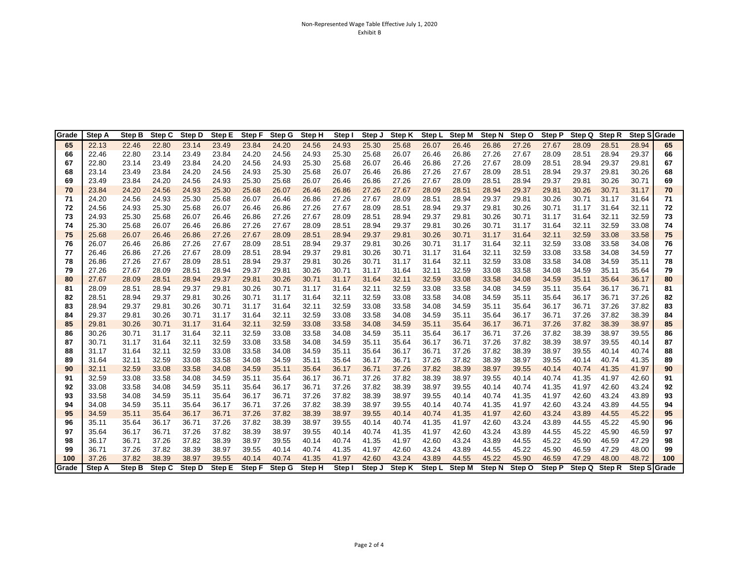Non-Represented Wage Table Effective July 1, 2020

Exhibit B

| Grade | Step A | Step B | Step C | Step D | Step E | Step F | Step G | Step H | Step I | Step J | Step K | Step L | Step M | Step N | Step O | Step P | Step Q | Step R | Step S | Grade |
|---|---|---|---|---|---|---|---|---|---|---|---|---|---|---|---|---|---|---|---|---|
| 65 | 22.13 | 22.46 | 22.80 | 23.14 | 23.49 | 23.84 | 24.20 | 24.56 | 24.93 | 25.30 | 25.68 | 26.07 | 26.46 | 26.86 | 27.26 | 27.67 | 28.09 | 28.51 | 28.94 | 65 |
| 66 | 22.46 | 22.80 | 23.14 | 23.49 | 23.84 | 24.20 | 24.56 | 24.93 | 25.30 | 25.68 | 26.07 | 26.46 | 26.86 | 27.26 | 27.67 | 28.09 | 28.51 | 28.94 | 29.37 | 66 |
| 67 | 22.80 | 23.14 | 23.49 | 23.84 | 24.20 | 24.56 | 24.93 | 25.30 | 25.68 | 26.07 | 26.46 | 26.86 | 27.26 | 27.67 | 28.09 | 28.51 | 28.94 | 29.37 | 29.81 | 67 |
| 68 | 23.14 | 23.49 | 23.84 | 24.20 | 24.56 | 24.93 | 25.30 | 25.68 | 26.07 | 26.46 | 26.86 | 27.26 | 27.67 | 28.09 | 28.51 | 28.94 | 29.37 | 29.81 | 30.26 | 68 |
| 69 | 23.49 | 23.84 | 24.20 | 24.56 | 24.93 | 25.30 | 25.68 | 26.07 | 26.46 | 26.86 | 27.26 | 27.67 | 28.09 | 28.51 | 28.94 | 29.37 | 29.81 | 30.26 | 30.71 | 69 |
| 70 | 23.84 | 24.20 | 24.56 | 24.93 | 25.30 | 25.68 | 26.07 | 26.46 | 26.86 | 27.26 | 27.67 | 28.09 | 28.51 | 28.94 | 29.37 | 29.81 | 30.26 | 30.71 | 31.17 | 70 |
| 71 | 24.20 | 24.56 | 24.93 | 25.30 | 25.68 | 26.07 | 26.46 | 26.86 | 27.26 | 27.67 | 28.09 | 28.51 | 28.94 | 29.37 | 29.81 | 30.26 | 30.71 | 31.17 | 31.64 | 71 |
| 72 | 24.56 | 24.93 | 25.30 | 25.68 | 26.07 | 26.46 | 26.86 | 27.26 | 27.67 | 28.09 | 28.51 | 28.94 | 29.37 | 29.81 | 30.26 | 30.71 | 31.17 | 31.64 | 32.11 | 72 |
| 73 | 24.93 | 25.30 | 25.68 | 26.07 | 26.46 | 26.86 | 27.26 | 27.67 | 28.09 | 28.51 | 28.94 | 29.37 | 29.81 | 30.26 | 30.71 | 31.17 | 31.64 | 32.11 | 32.59 | 73 |
| 74 | 25.30 | 25.68 | 26.07 | 26.46 | 26.86 | 27.26 | 27.67 | 28.09 | 28.51 | 28.94 | 29.37 | 29.81 | 30.26 | 30.71 | 31.17 | 31.64 | 32.11 | 32.59 | 33.08 | 74 |
| 75 | 25.68 | 26.07 | 26.46 | 26.86 | 27.26 | 27.67 | 28.09 | 28.51 | 28.94 | 29.37 | 29.81 | 30.26 | 30.71 | 31.17 | 31.64 | 32.11 | 32.59 | 33.08 | 33.58 | 75 |
| 76 | 26.07 | 26.46 | 26.86 | 27.26 | 27.67 | 28.09 | 28.51 | 28.94 | 29.37 | 29.81 | 30.26 | 30.71 | 31.17 | 31.64 | 32.11 | 32.59 | 33.08 | 33.58 | 34.08 | 76 |
| 77 | 26.46 | 26.86 | 27.26 | 27.67 | 28.09 | 28.51 | 28.94 | 29.37 | 29.81 | 30.26 | 30.71 | 31.17 | 31.64 | 32.11 | 32.59 | 33.08 | 33.58 | 34.08 | 34.59 | 77 |
| 78 | 26.86 | 27.26 | 27.67 | 28.09 | 28.51 | 28.94 | 29.37 | 29.81 | 30.26 | 30.71 | 31.17 | 31.64 | 32.11 | 32.59 | 33.08 | 33.58 | 34.08 | 34.59 | 35.11 | 78 |
| 79 | 27.26 | 27.67 | 28.09 | 28.51 | 28.94 | 29.37 | 29.81 | 30.26 | 30.71 | 31.17 | 31.64 | 32.11 | 32.59 | 33.08 | 33.58 | 34.08 | 34.59 | 35.11 | 35.64 | 79 |
| 80 | 27.67 | 28.09 | 28.51 | 28.94 | 29.37 | 29.81 | 30.26 | 30.71 | 31.17 | 31.64 | 32.11 | 32.59 | 33.08 | 33.58 | 34.08 | 34.59 | 35.11 | 35.64 | 36.17 | 80 |
| 81 | 28.09 | 28.51 | 28.94 | 29.37 | 29.81 | 30.26 | 30.71 | 31.17 | 31.64 | 32.11 | 32.59 | 33.08 | 33.58 | 34.08 | 34.59 | 35.11 | 35.64 | 36.17 | 36.71 | 81 |
| 82 | 28.51 | 28.94 | 29.37 | 29.81 | 30.26 | 30.71 | 31.17 | 31.64 | 32.11 | 32.59 | 33.08 | 33.58 | 34.08 | 34.59 | 35.11 | 35.64 | 36.17 | 36.71 | 37.26 | 82 |
| 83 | 28.94 | 29.37 | 29.81 | 30.26 | 30.71 | 31.17 | 31.64 | 32.11 | 32.59 | 33.08 | 33.58 | 34.08 | 34.59 | 35.11 | 35.64 | 36.17 | 36.71 | 37.26 | 37.82 | 83 |
| 84 | 29.37 | 29.81 | 30.26 | 30.71 | 31.17 | 31.64 | 32.11 | 32.59 | 33.08 | 33.58 | 34.08 | 34.59 | 35.11 | 35.64 | 36.17 | 36.71 | 37.26 | 37.82 | 38.39 | 84 |
| 85 | 29.81 | 30.26 | 30.71 | 31.17 | 31.64 | 32.11 | 32.59 | 33.08 | 33.58 | 34.08 | 34.59 | 35.11 | 35.64 | 36.17 | 36.71 | 37.26 | 37.82 | 38.39 | 38.97 | 85 |
| 86 | 30.26 | 30.71 | 31.17 | 31.64 | 32.11 | 32.59 | 33.08 | 33.58 | 34.08 | 34.59 | 35.11 | 35.64 | 36.17 | 36.71 | 37.26 | 37.82 | 38.39 | 38.97 | 39.55 | 86 |
| 87 | 30.71 | 31.17 | 31.64 | 32.11 | 32.59 | 33.08 | 33.58 | 34.08 | 34.59 | 35.11 | 35.64 | 36.17 | 36.71 | 37.26 | 37.82 | 38.39 | 38.97 | 39.55 | 40.14 | 87 |
| 88 | 31.17 | 31.64 | 32.11 | 32.59 | 33.08 | 33.58 | 34.08 | 34.59 | 35.11 | 35.64 | 36.17 | 36.71 | 37.26 | 37.82 | 38.39 | 38.97 | 39.55 | 40.14 | 40.74 | 88 |
| 89 | 31.64 | 32.11 | 32.59 | 33.08 | 33.58 | 34.08 | 34.59 | 35.11 | 35.64 | 36.17 | 36.71 | 37.26 | 37.82 | 38.39 | 38.97 | 39.55 | 40.14 | 40.74 | 41.35 | 89 |
| 90 | 32.11 | 32.59 | 33.08 | 33.58 | 34.08 | 34.59 | 35.11 | 35.64 | 36.17 | 36.71 | 37.26 | 37.82 | 38.39 | 38.97 | 39.55 | 40.14 | 40.74 | 41.35 | 41.97 | 90 |
| 91 | 32.59 | 33.08 | 33.58 | 34.08 | 34.59 | 35.11 | 35.64 | 36.17 | 36.71 | 37.26 | 37.82 | 38.39 | 38.97 | 39.55 | 40.14 | 40.74 | 41.35 | 41.97 | 42.60 | 91 |
| 92 | 33.08 | 33.58 | 34.08 | 34.59 | 35.11 | 35.64 | 36.17 | 36.71 | 37.26 | 37.82 | 38.39 | 38.97 | 39.55 | 40.14 | 40.74 | 41.35 | 41.97 | 42.60 | 43.24 | 92 |
| 93 | 33.58 | 34.08 | 34.59 | 35.11 | 35.64 | 36.17 | 36.71 | 37.26 | 37.82 | 38.39 | 38.97 | 39.55 | 40.14 | 40.74 | 41.35 | 41.97 | 42.60 | 43.24 | 43.89 | 93 |
| 94 | 34.08 | 34.59 | 35.11 | 35.64 | 36.17 | 36.71 | 37.26 | 37.82 | 38.39 | 38.97 | 39.55 | 40.14 | 40.74 | 41.35 | 41.97 | 42.60 | 43.24 | 43.89 | 44.55 | 94 |
| 95 | 34.59 | 35.11 | 35.64 | 36.17 | 36.71 | 37.26 | 37.82 | 38.39 | 38.97 | 39.55 | 40.14 | 40.74 | 41.35 | 41.97 | 42.60 | 43.24 | 43.89 | 44.55 | 45.22 | 95 |
| 96 | 35.11 | 35.64 | 36.17 | 36.71 | 37.26 | 37.82 | 38.39 | 38.97 | 39.55 | 40.14 | 40.74 | 41.35 | 41.97 | 42.60 | 43.24 | 43.89 | 44.55 | 45.22 | 45.90 | 96 |
| 97 | 35.64 | 36.17 | 36.71 | 37.26 | 37.82 | 38.39 | 38.97 | 39.55 | 40.14 | 40.74 | 41.35 | 41.97 | 42.60 | 43.24 | 43.89 | 44.55 | 45.22 | 45.90 | 46.59 | 97 |
| 98 | 36.17 | 36.71 | 37.26 | 37.82 | 38.39 | 38.97 | 39.55 | 40.14 | 40.74 | 41.35 | 41.97 | 42.60 | 43.24 | 43.89 | 44.55 | 45.22 | 45.90 | 46.59 | 47.29 | 98 |
| 99 | 36.71 | 37.26 | 37.82 | 38.39 | 38.97 | 39.55 | 40.14 | 40.74 | 41.35 | 41.97 | 42.60 | 43.24 | 43.89 | 44.55 | 45.22 | 45.90 | 46.59 | 47.29 | 48.00 | 99 |
| 100 | 37.26 | 37.82 | 38.39 | 38.97 | 39.55 | 40.14 | 40.74 | 41.35 | 41.97 | 42.60 | 43.24 | 43.89 | 44.55 | 45.22 | 45.90 | 46.59 | 47.29 | 48.00 | 48.72 | 100 |
| Grade | Step A | Step B | Step C | Step D | Step E | Step F | Step G | Step H | Step I | Step J | Step K | Step L | Step M | Step N | Step O | Step P | Step Q | Step R | Step S | Grade |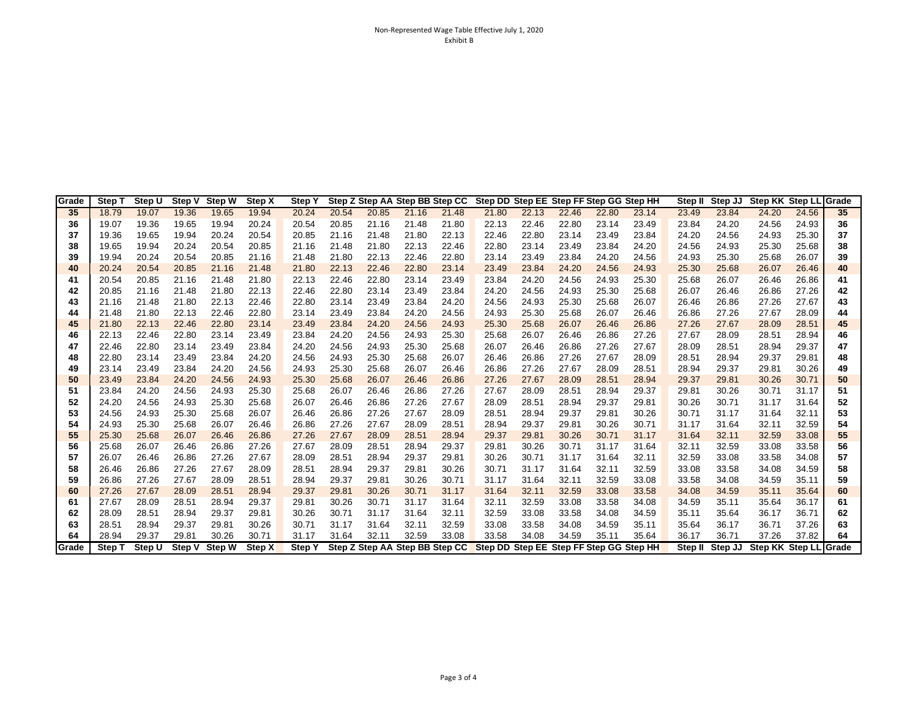Non-Represented Wage Table Effective July 1, 2020
Exhibit B

| Grade | Step T | Step U | Step V | Step W | Step X | Step Y | Step Z | Step AA | Step BB | Step CC | Step DD | Step EE | Step FF | Step GG | Step HH | Step II | Step JJ | Step KK | Step LL | Grade |
|---|---|---|---|---|---|---|---|---|---|---|---|---|---|---|---|---|---|---|---|---|
| 35 | 18.79 | 19.07 | 19.36 | 19.65 | 19.94 | 20.24 | 20.54 | 20.85 | 21.16 | 21.48 | 21.80 | 22.13 | 22.46 | 22.80 | 23.14 | 23.49 | 23.84 | 24.20 | 24.56 | 35 |
| 36 | 19.07 | 19.36 | 19.65 | 19.94 | 20.24 | 20.54 | 20.85 | 21.16 | 21.48 | 21.80 | 22.13 | 22.46 | 22.80 | 23.14 | 23.49 | 23.84 | 24.20 | 24.56 | 24.93 | 36 |
| 37 | 19.36 | 19.65 | 19.94 | 20.24 | 20.54 | 20.85 | 21.16 | 21.48 | 21.80 | 22.13 | 22.46 | 22.80 | 23.14 | 23.49 | 23.84 | 24.20 | 24.56 | 24.93 | 25.30 | 37 |
| 38 | 19.65 | 19.94 | 20.24 | 20.54 | 20.85 | 21.16 | 21.48 | 21.80 | 22.13 | 22.46 | 22.80 | 23.14 | 23.49 | 23.84 | 24.20 | 24.56 | 24.93 | 25.30 | 25.68 | 38 |
| 39 | 19.94 | 20.24 | 20.54 | 20.85 | 21.16 | 21.48 | 21.80 | 22.13 | 22.46 | 22.80 | 23.14 | 23.49 | 23.84 | 24.20 | 24.56 | 24.93 | 25.30 | 25.68 | 26.07 | 39 |
| 40 | 20.24 | 20.54 | 20.85 | 21.16 | 21.48 | 21.80 | 22.13 | 22.46 | 22.80 | 23.14 | 23.49 | 23.84 | 24.20 | 24.56 | 24.93 | 25.30 | 25.68 | 26.07 | 26.46 | 40 |
| 41 | 20.54 | 20.85 | 21.16 | 21.48 | 21.80 | 22.13 | 22.46 | 22.80 | 23.14 | 23.49 | 23.84 | 24.20 | 24.56 | 24.93 | 25.30 | 25.68 | 26.07 | 26.46 | 26.86 | 41 |
| 42 | 20.85 | 21.16 | 21.48 | 21.80 | 22.13 | 22.46 | 22.80 | 23.14 | 23.49 | 23.84 | 24.20 | 24.56 | 24.93 | 25.30 | 25.68 | 26.07 | 26.46 | 26.86 | 27.26 | 42 |
| 43 | 21.16 | 21.48 | 21.80 | 22.13 | 22.46 | 22.80 | 23.14 | 23.49 | 23.84 | 24.20 | 24.56 | 24.93 | 25.30 | 25.68 | 26.07 | 26.46 | 26.86 | 27.26 | 27.67 | 43 |
| 44 | 21.48 | 21.80 | 22.13 | 22.46 | 22.80 | 23.14 | 23.49 | 23.84 | 24.20 | 24.56 | 24.93 | 25.30 | 25.68 | 26.07 | 26.46 | 26.86 | 27.26 | 27.67 | 28.09 | 44 |
| 45 | 21.80 | 22.13 | 22.46 | 22.80 | 23.14 | 23.49 | 23.84 | 24.20 | 24.56 | 24.93 | 25.30 | 25.68 | 26.07 | 26.46 | 26.86 | 27.26 | 27.67 | 28.09 | 28.51 | 45 |
| 46 | 22.13 | 22.46 | 22.80 | 23.14 | 23.49 | 23.84 | 24.20 | 24.56 | 24.93 | 25.30 | 25.68 | 26.07 | 26.46 | 26.86 | 27.26 | 27.67 | 28.09 | 28.51 | 28.94 | 46 |
| 47 | 22.46 | 22.80 | 23.14 | 23.49 | 23.84 | 24.20 | 24.56 | 24.93 | 25.30 | 25.68 | 26.07 | 26.46 | 26.86 | 27.26 | 27.67 | 28.09 | 28.51 | 28.94 | 29.37 | 47 |
| 48 | 22.80 | 23.14 | 23.49 | 23.84 | 24.20 | 24.56 | 24.93 | 25.30 | 25.68 | 26.07 | 26.46 | 26.86 | 27.26 | 27.67 | 28.09 | 28.51 | 28.94 | 29.37 | 29.81 | 48 |
| 49 | 23.14 | 23.49 | 23.84 | 24.20 | 24.56 | 24.93 | 25.30 | 25.68 | 26.07 | 26.46 | 26.86 | 27.26 | 27.67 | 28.09 | 28.51 | 28.94 | 29.37 | 29.81 | 30.26 | 49 |
| 50 | 23.49 | 23.84 | 24.20 | 24.56 | 24.93 | 25.30 | 25.68 | 26.07 | 26.46 | 26.86 | 27.26 | 27.67 | 28.09 | 28.51 | 28.94 | 29.37 | 29.81 | 30.26 | 30.71 | 50 |
| 51 | 23.84 | 24.20 | 24.56 | 24.93 | 25.30 | 25.68 | 26.07 | 26.46 | 26.86 | 27.26 | 27.67 | 28.09 | 28.51 | 28.94 | 29.37 | 29.81 | 30.26 | 30.71 | 31.17 | 51 |
| 52 | 24.20 | 24.56 | 24.93 | 25.30 | 25.68 | 26.07 | 26.46 | 26.86 | 27.26 | 27.67 | 28.09 | 28.51 | 28.94 | 29.37 | 29.81 | 30.26 | 30.71 | 31.17 | 31.64 | 52 |
| 53 | 24.56 | 24.93 | 25.30 | 25.68 | 26.07 | 26.46 | 26.86 | 27.26 | 27.67 | 28.09 | 28.51 | 28.94 | 29.37 | 29.81 | 30.26 | 30.71 | 31.17 | 31.64 | 32.11 | 53 |
| 54 | 24.93 | 25.30 | 25.68 | 26.07 | 26.46 | 26.86 | 27.26 | 27.67 | 28.09 | 28.51 | 28.94 | 29.37 | 29.81 | 30.26 | 30.71 | 31.17 | 31.64 | 32.11 | 32.59 | 54 |
| 55 | 25.30 | 25.68 | 26.07 | 26.46 | 26.86 | 27.26 | 27.67 | 28.09 | 28.51 | 28.94 | 29.37 | 29.81 | 30.26 | 30.71 | 31.17 | 31.64 | 32.11 | 32.59 | 33.08 | 55 |
| 56 | 25.68 | 26.07 | 26.46 | 26.86 | 27.26 | 27.67 | 28.09 | 28.51 | 28.94 | 29.37 | 29.81 | 30.26 | 30.71 | 31.17 | 31.64 | 32.11 | 32.59 | 33.08 | 33.58 | 56 |
| 57 | 26.07 | 26.46 | 26.86 | 27.26 | 27.67 | 28.09 | 28.51 | 28.94 | 29.37 | 29.81 | 30.26 | 30.71 | 31.17 | 31.64 | 32.11 | 32.59 | 33.08 | 33.58 | 34.08 | 57 |
| 58 | 26.46 | 26.86 | 27.26 | 27.67 | 28.09 | 28.51 | 28.94 | 29.37 | 29.81 | 30.26 | 30.71 | 31.17 | 31.64 | 32.11 | 32.59 | 33.08 | 33.58 | 34.08 | 34.59 | 58 |
| 59 | 26.86 | 27.26 | 27.67 | 28.09 | 28.51 | 28.94 | 29.37 | 29.81 | 30.26 | 30.71 | 31.17 | 31.64 | 32.11 | 32.59 | 33.08 | 33.58 | 34.08 | 34.59 | 35.11 | 59 |
| 60 | 27.26 | 27.67 | 28.09 | 28.51 | 28.94 | 29.37 | 29.81 | 30.26 | 30.71 | 31.17 | 31.64 | 32.11 | 32.59 | 33.08 | 33.58 | 34.08 | 34.59 | 35.11 | 35.64 | 60 |
| 61 | 27.67 | 28.09 | 28.51 | 28.94 | 29.37 | 29.81 | 30.26 | 30.71 | 31.17 | 31.64 | 32.11 | 32.59 | 33.08 | 33.58 | 34.08 | 34.59 | 35.11 | 35.64 | 36.17 | 61 |
| 62 | 28.09 | 28.51 | 28.94 | 29.37 | 29.81 | 30.26 | 30.71 | 31.17 | 31.64 | 32.11 | 32.59 | 33.08 | 33.58 | 34.08 | 34.59 | 35.11 | 35.64 | 36.17 | 36.71 | 62 |
| 63 | 28.51 | 28.94 | 29.37 | 29.81 | 30.26 | 30.71 | 31.17 | 31.64 | 32.11 | 32.59 | 33.08 | 33.58 | 34.08 | 34.59 | 35.11 | 35.64 | 36.17 | 36.71 | 37.26 | 63 |
| 64 | 28.94 | 29.37 | 29.81 | 30.26 | 30.71 | 31.17 | 31.64 | 32.11 | 32.59 | 33.08 | 33.58 | 34.08 | 34.59 | 35.11 | 35.64 | 36.17 | 36.71 | 37.26 | 37.82 | 64 |
| Grade | Step T | Step U | Step V | Step W | Step X | Step Y | Step Z | Step AA | Step BB | Step CC | Step DD | Step EE | Step FF | Step GG | Step HH | Step II | Step JJ | Step KK | Step LL | Grade |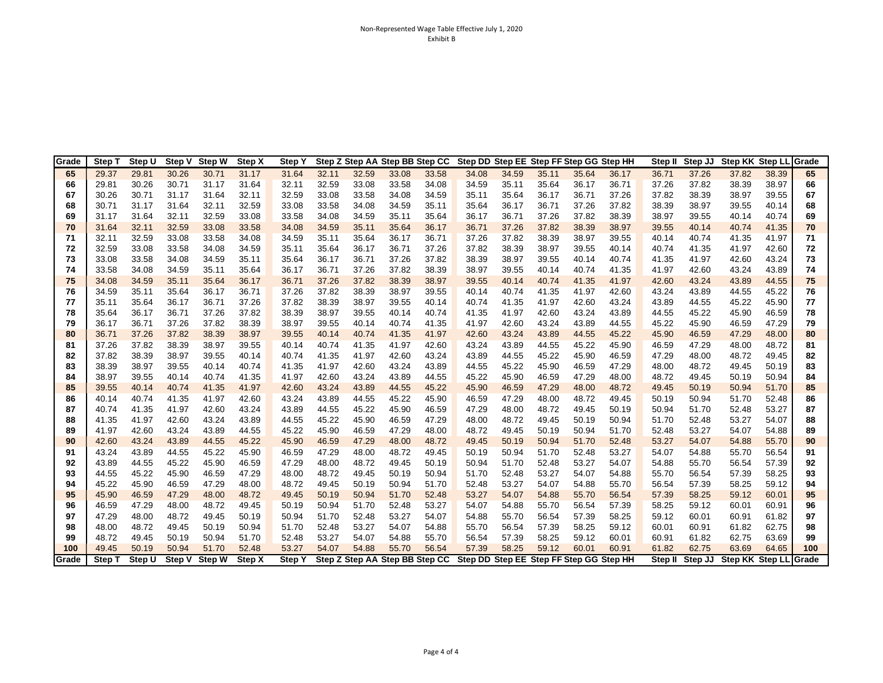Non-Represented Wage Table Effective July 1, 2020
Exhibit B

| Grade | Step T | Step U | Step V | Step W | Step X | Step Y | Step Z | Step AA | Step BB | Step CC | Step DD | Step EE | Step FF | Step GG | Step HH | Step II | Step JJ | Step KK | Step LL | Grade |
|---|---|---|---|---|---|---|---|---|---|---|---|---|---|---|---|---|---|---|---|---|
| 65 | 29.37 | 29.81 | 30.26 | 30.71 | 31.17 | 31.64 | 32.11 | 32.59 | 33.08 | 33.58 | 34.08 | 34.59 | 35.11 | 35.64 | 36.17 | 36.71 | 37.26 | 37.82 | 38.39 | 65 |
| 66 | 29.81 | 30.26 | 30.71 | 31.17 | 31.64 | 32.11 | 32.59 | 33.08 | 33.58 | 34.08 | 34.59 | 35.11 | 35.64 | 36.17 | 36.71 | 37.26 | 37.82 | 38.39 | 38.97 | 66 |
| 67 | 30.26 | 30.71 | 31.17 | 31.64 | 32.11 | 32.59 | 33.08 | 33.58 | 34.08 | 34.59 | 35.11 | 35.64 | 36.17 | 36.71 | 37.26 | 37.82 | 38.39 | 38.97 | 39.55 | 67 |
| 68 | 30.71 | 31.17 | 31.64 | 32.11 | 32.59 | 33.08 | 33.58 | 34.08 | 34.59 | 35.11 | 35.64 | 36.17 | 36.71 | 37.26 | 37.82 | 38.39 | 38.97 | 39.55 | 40.14 | 68 |
| 69 | 31.17 | 31.64 | 32.11 | 32.59 | 33.08 | 33.58 | 34.08 | 34.59 | 35.11 | 35.64 | 36.17 | 36.71 | 37.26 | 37.82 | 38.39 | 38.97 | 39.55 | 40.14 | 40.74 | 69 |
| 70 | 31.64 | 32.11 | 32.59 | 33.08 | 33.58 | 34.08 | 34.59 | 35.11 | 35.64 | 36.17 | 36.71 | 37.26 | 37.82 | 38.39 | 38.97 | 39.55 | 40.14 | 40.74 | 41.35 | 70 |
| 71 | 32.11 | 32.59 | 33.08 | 33.58 | 34.08 | 34.59 | 35.11 | 35.64 | 36.17 | 36.71 | 37.26 | 37.82 | 38.39 | 38.97 | 39.55 | 40.14 | 40.74 | 41.35 | 41.97 | 71 |
| 72 | 32.59 | 33.08 | 33.58 | 34.08 | 34.59 | 35.11 | 35.64 | 36.17 | 36.71 | 37.26 | 37.82 | 38.39 | 38.97 | 39.55 | 40.14 | 40.74 | 41.35 | 41.97 | 42.60 | 72 |
| 73 | 33.08 | 33.58 | 34.08 | 34.59 | 35.11 | 35.64 | 36.17 | 36.71 | 37.26 | 37.82 | 38.39 | 38.97 | 39.55 | 40.14 | 40.74 | 41.35 | 41.97 | 42.60 | 43.24 | 73 |
| 74 | 33.58 | 34.08 | 34.59 | 35.11 | 35.64 | 36.17 | 36.71 | 37.26 | 37.82 | 38.39 | 38.97 | 39.55 | 40.14 | 40.74 | 41.35 | 41.97 | 42.60 | 43.24 | 43.89 | 74 |
| 75 | 34.08 | 34.59 | 35.11 | 35.64 | 36.17 | 36.71 | 37.26 | 37.82 | 38.39 | 38.97 | 39.55 | 40.14 | 40.74 | 41.35 | 41.97 | 42.60 | 43.24 | 43.89 | 44.55 | 75 |
| 76 | 34.59 | 35.11 | 35.64 | 36.17 | 36.71 | 37.26 | 37.82 | 38.39 | 38.97 | 39.55 | 40.14 | 40.74 | 41.35 | 41.97 | 42.60 | 43.24 | 43.89 | 44.55 | 45.22 | 76 |
| 77 | 35.11 | 35.64 | 36.17 | 36.71 | 37.26 | 37.82 | 38.39 | 38.97 | 39.55 | 40.14 | 40.74 | 41.35 | 41.97 | 42.60 | 43.24 | 43.89 | 44.55 | 45.22 | 45.90 | 77 |
| 78 | 35.64 | 36.17 | 36.71 | 37.26 | 37.82 | 38.39 | 38.97 | 39.55 | 40.14 | 40.74 | 41.35 | 41.97 | 42.60 | 43.24 | 43.89 | 44.55 | 45.22 | 45.90 | 46.59 | 78 |
| 79 | 36.17 | 36.71 | 37.26 | 37.82 | 38.39 | 38.97 | 39.55 | 40.14 | 40.74 | 41.35 | 41.97 | 42.60 | 43.24 | 43.89 | 44.55 | 45.22 | 45.90 | 46.59 | 47.29 | 79 |
| 80 | 36.71 | 37.26 | 37.82 | 38.39 | 38.97 | 39.55 | 40.14 | 40.74 | 41.35 | 41.97 | 42.60 | 43.24 | 43.89 | 44.55 | 45.22 | 45.90 | 46.59 | 47.29 | 48.00 | 80 |
| 81 | 37.26 | 37.82 | 38.39 | 38.97 | 39.55 | 40.14 | 40.74 | 41.35 | 41.97 | 42.60 | 43.24 | 43.89 | 44.55 | 45.22 | 45.90 | 46.59 | 47.29 | 48.00 | 48.72 | 81 |
| 82 | 37.82 | 38.39 | 38.97 | 39.55 | 40.14 | 40.74 | 41.35 | 41.97 | 42.60 | 43.24 | 43.89 | 44.55 | 45.22 | 45.90 | 46.59 | 47.29 | 48.00 | 48.72 | 49.45 | 82 |
| 83 | 38.39 | 38.97 | 39.55 | 40.14 | 40.74 | 41.35 | 41.97 | 42.60 | 43.24 | 43.89 | 44.55 | 45.22 | 45.90 | 46.59 | 47.29 | 48.00 | 48.72 | 49.45 | 50.19 | 83 |
| 84 | 38.97 | 39.55 | 40.14 | 40.74 | 41.35 | 41.97 | 42.60 | 43.24 | 43.89 | 44.55 | 45.22 | 45.90 | 46.59 | 47.29 | 48.00 | 48.72 | 49.45 | 50.19 | 50.94 | 84 |
| 85 | 39.55 | 40.14 | 40.74 | 41.35 | 41.97 | 42.60 | 43.24 | 43.89 | 44.55 | 45.22 | 45.90 | 46.59 | 47.29 | 48.00 | 48.72 | 49.45 | 50.19 | 50.94 | 51.70 | 85 |
| 86 | 40.14 | 40.74 | 41.35 | 41.97 | 42.60 | 43.24 | 43.89 | 44.55 | 45.22 | 45.90 | 46.59 | 47.29 | 48.00 | 48.72 | 49.45 | 50.19 | 50.94 | 51.70 | 52.48 | 86 |
| 87 | 40.74 | 41.35 | 41.97 | 42.60 | 43.24 | 43.89 | 44.55 | 45.22 | 45.90 | 46.59 | 47.29 | 48.00 | 48.72 | 49.45 | 50.19 | 50.94 | 51.70 | 52.48 | 53.27 | 87 |
| 88 | 41.35 | 41.97 | 42.60 | 43.24 | 43.89 | 44.55 | 45.22 | 45.90 | 46.59 | 47.29 | 48.00 | 48.72 | 49.45 | 50.19 | 50.94 | 51.70 | 52.48 | 53.27 | 54.07 | 88 |
| 89 | 41.97 | 42.60 | 43.24 | 43.89 | 44.55 | 45.22 | 45.90 | 46.59 | 47.29 | 48.00 | 48.72 | 49.45 | 50.19 | 50.94 | 51.70 | 52.48 | 53.27 | 54.07 | 54.88 | 89 |
| 90 | 42.60 | 43.24 | 43.89 | 44.55 | 45.22 | 45.90 | 46.59 | 47.29 | 48.00 | 48.72 | 49.45 | 50.19 | 50.94 | 51.70 | 52.48 | 53.27 | 54.07 | 54.88 | 55.70 | 90 |
| 91 | 43.24 | 43.89 | 44.55 | 45.22 | 45.90 | 46.59 | 47.29 | 48.00 | 48.72 | 49.45 | 50.19 | 50.94 | 51.70 | 52.48 | 53.27 | 54.07 | 54.88 | 55.70 | 56.54 | 91 |
| 92 | 43.89 | 44.55 | 45.22 | 45.90 | 46.59 | 47.29 | 48.00 | 48.72 | 49.45 | 50.19 | 50.94 | 51.70 | 52.48 | 53.27 | 54.07 | 54.88 | 55.70 | 56.54 | 57.39 | 92 |
| 93 | 44.55 | 45.22 | 45.90 | 46.59 | 47.29 | 48.00 | 48.72 | 49.45 | 50.19 | 50.94 | 51.70 | 52.48 | 53.27 | 54.07 | 54.88 | 55.70 | 56.54 | 57.39 | 58.25 | 93 |
| 94 | 45.22 | 45.90 | 46.59 | 47.29 | 48.00 | 48.72 | 49.45 | 50.19 | 50.94 | 51.70 | 52.48 | 53.27 | 54.07 | 54.88 | 55.70 | 56.54 | 57.39 | 58.25 | 59.12 | 94 |
| 95 | 45.90 | 46.59 | 47.29 | 48.00 | 48.72 | 49.45 | 50.19 | 50.94 | 51.70 | 52.48 | 53.27 | 54.07 | 54.88 | 55.70 | 56.54 | 57.39 | 58.25 | 59.12 | 60.01 | 95 |
| 96 | 46.59 | 47.29 | 48.00 | 48.72 | 49.45 | 50.19 | 50.94 | 51.70 | 52.48 | 53.27 | 54.07 | 54.88 | 55.70 | 56.54 | 57.39 | 58.25 | 59.12 | 60.01 | 60.91 | 96 |
| 97 | 47.29 | 48.00 | 48.72 | 49.45 | 50.19 | 50.94 | 51.70 | 52.48 | 53.27 | 54.07 | 54.88 | 55.70 | 56.54 | 57.39 | 58.25 | 59.12 | 60.01 | 60.91 | 61.82 | 97 |
| 98 | 48.00 | 48.72 | 49.45 | 50.19 | 50.94 | 51.70 | 52.48 | 53.27 | 54.07 | 54.88 | 55.70 | 56.54 | 57.39 | 58.25 | 59.12 | 60.01 | 60.91 | 61.82 | 62.75 | 98 |
| 99 | 48.72 | 49.45 | 50.19 | 50.94 | 51.70 | 52.48 | 53.27 | 54.07 | 54.88 | 55.70 | 56.54 | 57.39 | 58.25 | 59.12 | 60.01 | 60.91 | 61.82 | 62.75 | 63.69 | 99 |
| 100 | 49.45 | 50.19 | 50.94 | 51.70 | 52.48 | 53.27 | 54.07 | 54.88 | 55.70 | 56.54 | 57.39 | 58.25 | 59.12 | 60.01 | 60.91 | 61.82 | 62.75 | 63.69 | 64.65 | 100 |
| Grade | Step T | Step U | Step V | Step W | Step X | Step Y | Step Z | Step AA | Step BB | Step CC | Step DD | Step EE | Step FF | Step GG | Step HH | Step II | Step JJ | Step KK | Step LL | Grade |